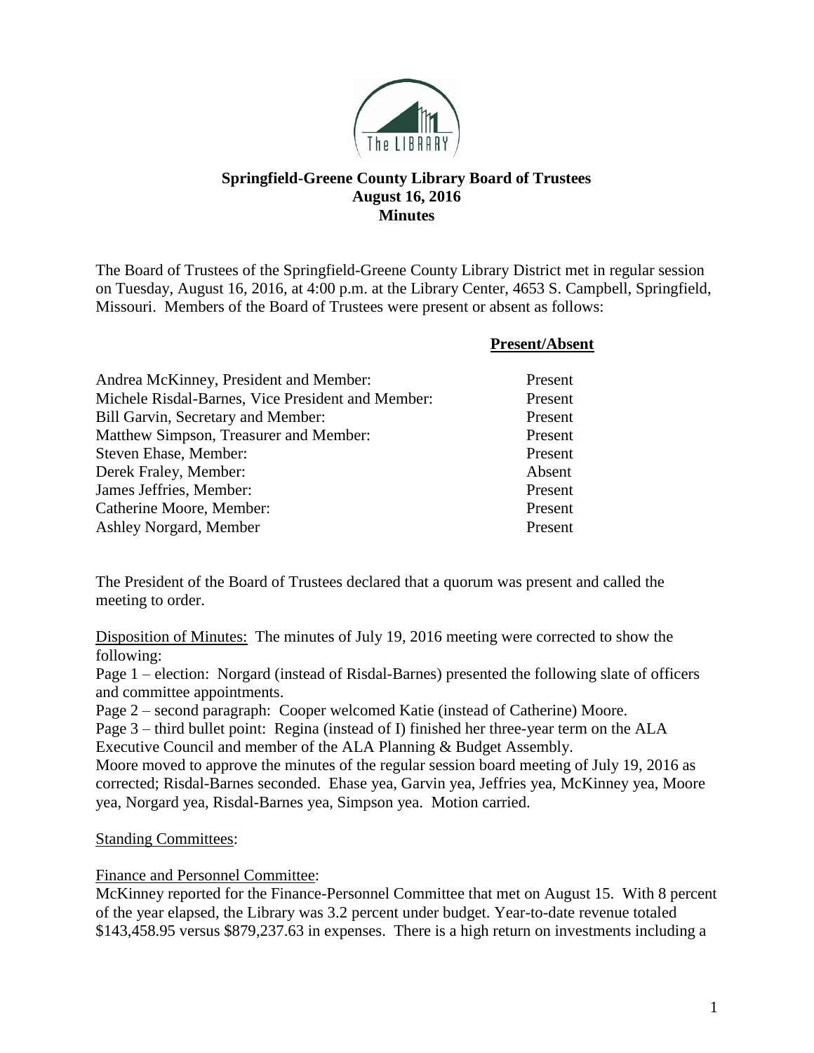# Springfield-Greene County Library Board of Trustees
## August 16, 2016
## Minutes

The Board of Trustees of the Springfield-Greene County Library District met in regular session on Tuesday, August 16, 2016, at 4:00 p.m. at the Library Center, 4653 S. Campbell, Springfield, Missouri. Members of the Board of Trustees were present or absent as follows:

| | Present/Absent |
|---|---|
| Andrea McKinney, President and Member: | Present |
| Michele Risdal-Barnes, Vice President and Member: | Present |
| Bill Garvin, Secretary and Member: | Present |
| Matthew Simpson, Treasurer and Member: | Present |
| Steven Ehase, Member: | Present |
| Derek Fraley, Member: | Absent |
| James Jeffries, Member: | Present |
| Catherine Moore, Member: | Present |
| Ashley Norgard, Member | Present |

The President of the Board of Trustees declared that a quorum was present and called the meeting to order.

Disposition of Minutes: The minutes of July 19, 2016 meeting were corrected to show the following:

Page 1 – election: Norgard (instead of Risdal-Barnes) presented the following slate of officers and committee appointments.

Page 2 – second paragraph: Cooper welcomed Katie (instead of Catherine) Moore.

Page 3 – third bullet point: Regina (instead of I) finished her three-year term on the ALA Executive Council and member of the ALA Planning & Budget Assembly.

Moore moved to approve the minutes of the regular session board meeting of July 19, 2016 as corrected; Risdal-Barnes seconded. Ehase yea, Garvin yea, Jeffries yea, McKinney yea, Moore yea, Norgard yea, Risdal-Barnes yea, Simpson yea. Motion carried.

Standing Committees:

Finance and Personnel Committee:

McKinney reported for the Finance-Personnel Committee that met on August 15. With 8 percent of the year elapsed, the Library was 3.2 percent under budget. Year-to-date revenue totaled $143,458.95 versus $879,237.63 in expenses. There is a high return on investments including a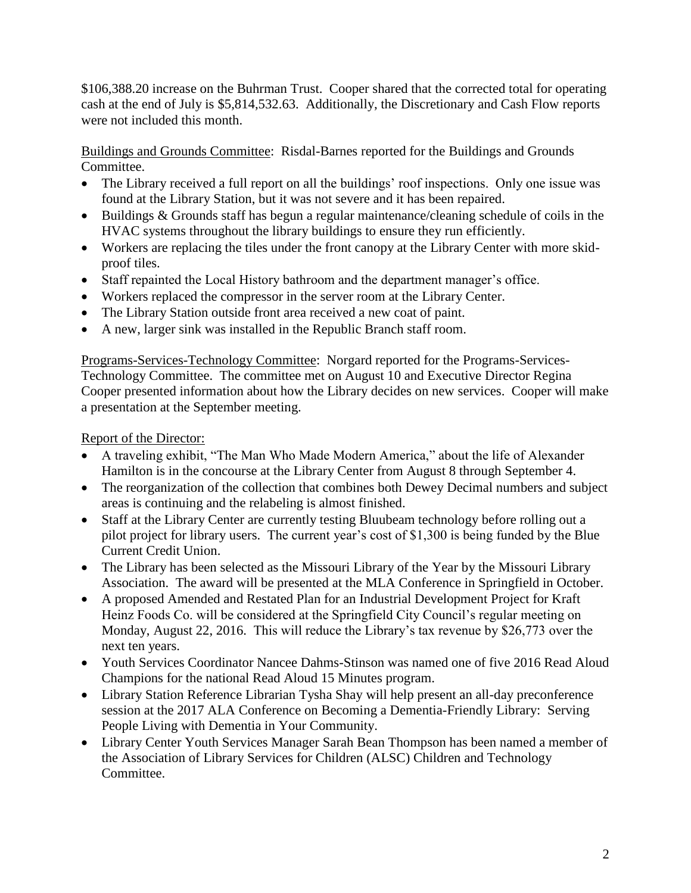$106,388.20 increase on the Buhrman Trust. Cooper shared that the corrected total for operating cash at the end of July is $5,814,532.63. Additionally, the Discretionary and Cash Flow reports were not included this month.

Buildings and Grounds Committee: Risdal-Barnes reported for the Buildings and Grounds Committee.

- The Library received a full report on all the buildings' roof inspections. Only one issue was found at the Library Station, but it was not severe and it has been repaired.
- Buildings & Grounds staff has begun a regular maintenance/cleaning schedule of coils in the HVAC systems throughout the library buildings to ensure they run efficiently.
- Workers are replacing the tiles under the front canopy at the Library Center with more skid-proof tiles.
- Staff repainted the Local History bathroom and the department manager's office.
- Workers replaced the compressor in the server room at the Library Center.
- The Library Station outside front area received a new coat of paint.
- A new, larger sink was installed in the Republic Branch staff room.

Programs-Services-Technology Committee: Norgard reported for the Programs-Services-Technology Committee. The committee met on August 10 and Executive Director Regina Cooper presented information about how the Library decides on new services. Cooper will make a presentation at the September meeting.

Report of the Director:

- A traveling exhibit, "The Man Who Made Modern America," about the life of Alexander Hamilton is in the concourse at the Library Center from August 8 through September 4.
- The reorganization of the collection that combines both Dewey Decimal numbers and subject areas is continuing and the relabeling is almost finished.
- Staff at the Library Center are currently testing Bluubeam technology before rolling out a pilot project for library users. The current year's cost of $1,300 is being funded by the Blue Current Credit Union.
- The Library has been selected as the Missouri Library of the Year by the Missouri Library Association. The award will be presented at the MLA Conference in Springfield in October.
- A proposed Amended and Restated Plan for an Industrial Development Project for Kraft Heinz Foods Co. will be considered at the Springfield City Council's regular meeting on Monday, August 22, 2016. This will reduce the Library's tax revenue by $26,773 over the next ten years.
- Youth Services Coordinator Nancee Dahms-Stinson was named one of five 2016 Read Aloud Champions for the national Read Aloud 15 Minutes program.
- Library Station Reference Librarian Tysha Shay will help present an all-day preconference session at the 2017 ALA Conference on Becoming a Dementia-Friendly Library: Serving People Living with Dementia in Your Community.
- Library Center Youth Services Manager Sarah Bean Thompson has been named a member of the Association of Library Services for Children (ALSC) Children and Technology Committee.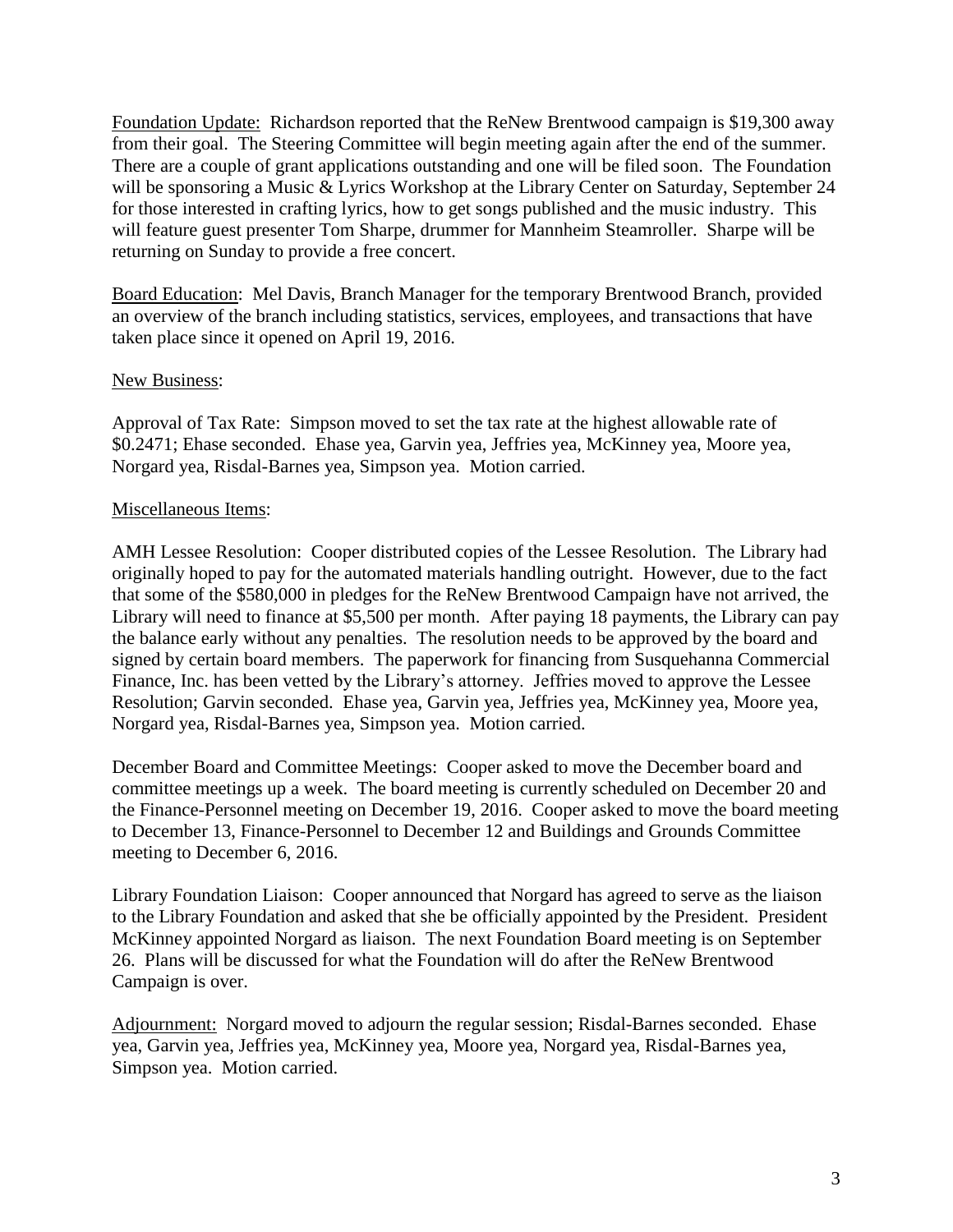Foundation Update: Richardson reported that the ReNew Brentwood campaign is $19,300 away from their goal. The Steering Committee will begin meeting again after the end of the summer. There are a couple of grant applications outstanding and one will be filed soon. The Foundation will be sponsoring a Music & Lyrics Workshop at the Library Center on Saturday, September 24 for those interested in crafting lyrics, how to get songs published and the music industry. This will feature guest presenter Tom Sharpe, drummer for Mannheim Steamroller. Sharpe will be returning on Sunday to provide a free concert.

Board Education: Mel Davis, Branch Manager for the temporary Brentwood Branch, provided an overview of the branch including statistics, services, employees, and transactions that have taken place since it opened on April 19, 2016.

New Business:

Approval of Tax Rate: Simpson moved to set the tax rate at the highest allowable rate of $0.2471; Ehase seconded. Ehase yea, Garvin yea, Jeffries yea, McKinney yea, Moore yea, Norgard yea, Risdal-Barnes yea, Simpson yea. Motion carried.

Miscellaneous Items:

AMH Lessee Resolution: Cooper distributed copies of the Lessee Resolution. The Library had originally hoped to pay for the automated materials handling outright. However, due to the fact that some of the $580,000 in pledges for the ReNew Brentwood Campaign have not arrived, the Library will need to finance at $5,500 per month. After paying 18 payments, the Library can pay the balance early without any penalties. The resolution needs to be approved by the board and signed by certain board members. The paperwork for financing from Susquehanna Commercial Finance, Inc. has been vetted by the Library's attorney. Jeffries moved to approve the Lessee Resolution; Garvin seconded. Ehase yea, Garvin yea, Jeffries yea, McKinney yea, Moore yea, Norgard yea, Risdal-Barnes yea, Simpson yea. Motion carried.

December Board and Committee Meetings: Cooper asked to move the December board and committee meetings up a week. The board meeting is currently scheduled on December 20 and the Finance-Personnel meeting on December 19, 2016. Cooper asked to move the board meeting to December 13, Finance-Personnel to December 12 and Buildings and Grounds Committee meeting to December 6, 2016.

Library Foundation Liaison: Cooper announced that Norgard has agreed to serve as the liaison to the Library Foundation and asked that she be officially appointed by the President. President McKinney appointed Norgard as liaison. The next Foundation Board meeting is on September 26. Plans will be discussed for what the Foundation will do after the ReNew Brentwood Campaign is over.

Adjournment: Norgard moved to adjourn the regular session; Risdal-Barnes seconded. Ehase yea, Garvin yea, Jeffries yea, McKinney yea, Moore yea, Norgard yea, Risdal-Barnes yea, Simpson yea. Motion carried.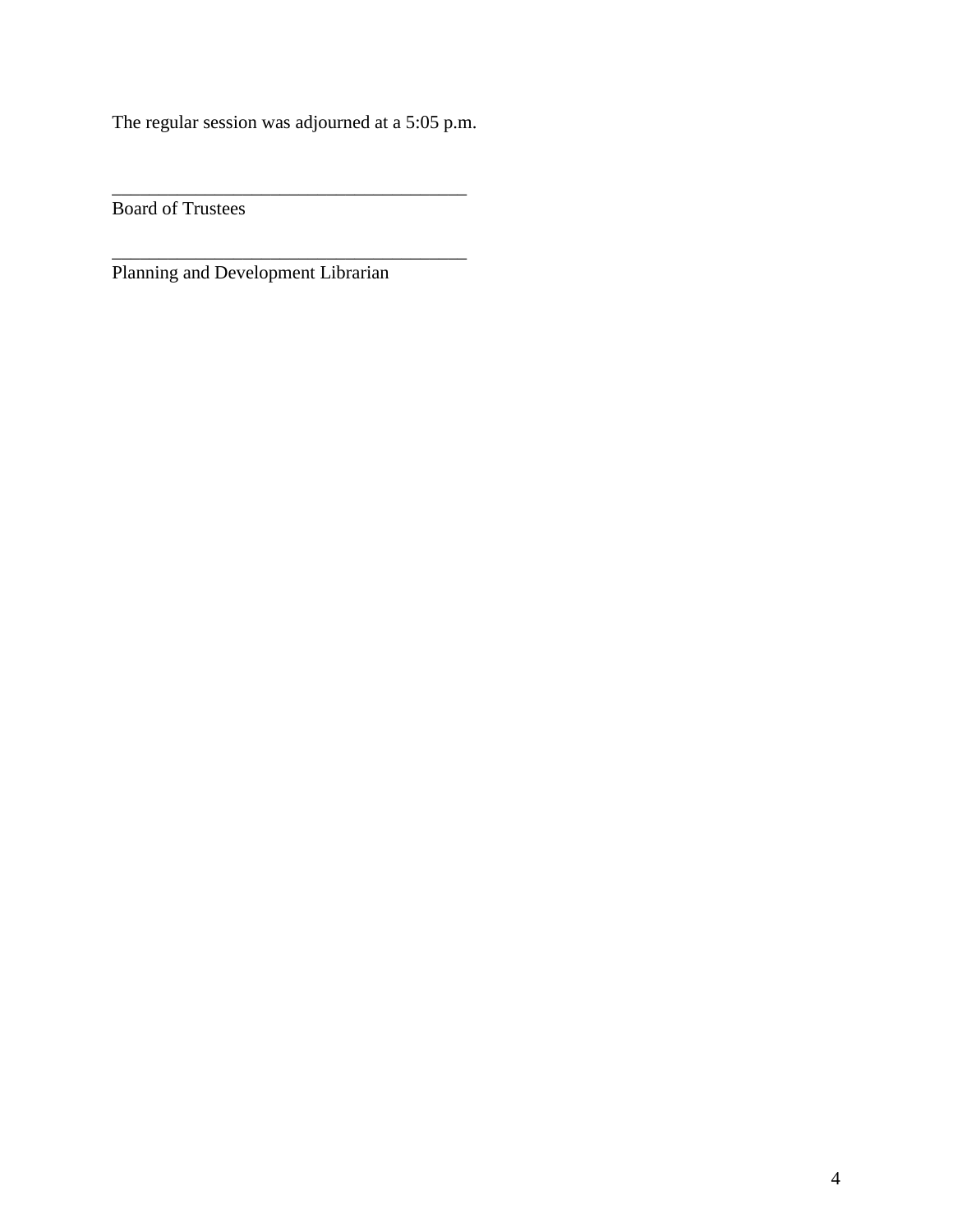The regular session was adjourned at a 5:05 p.m.

_______________________________________
Board of Trustees

_______________________________________
Planning and Development Librarian